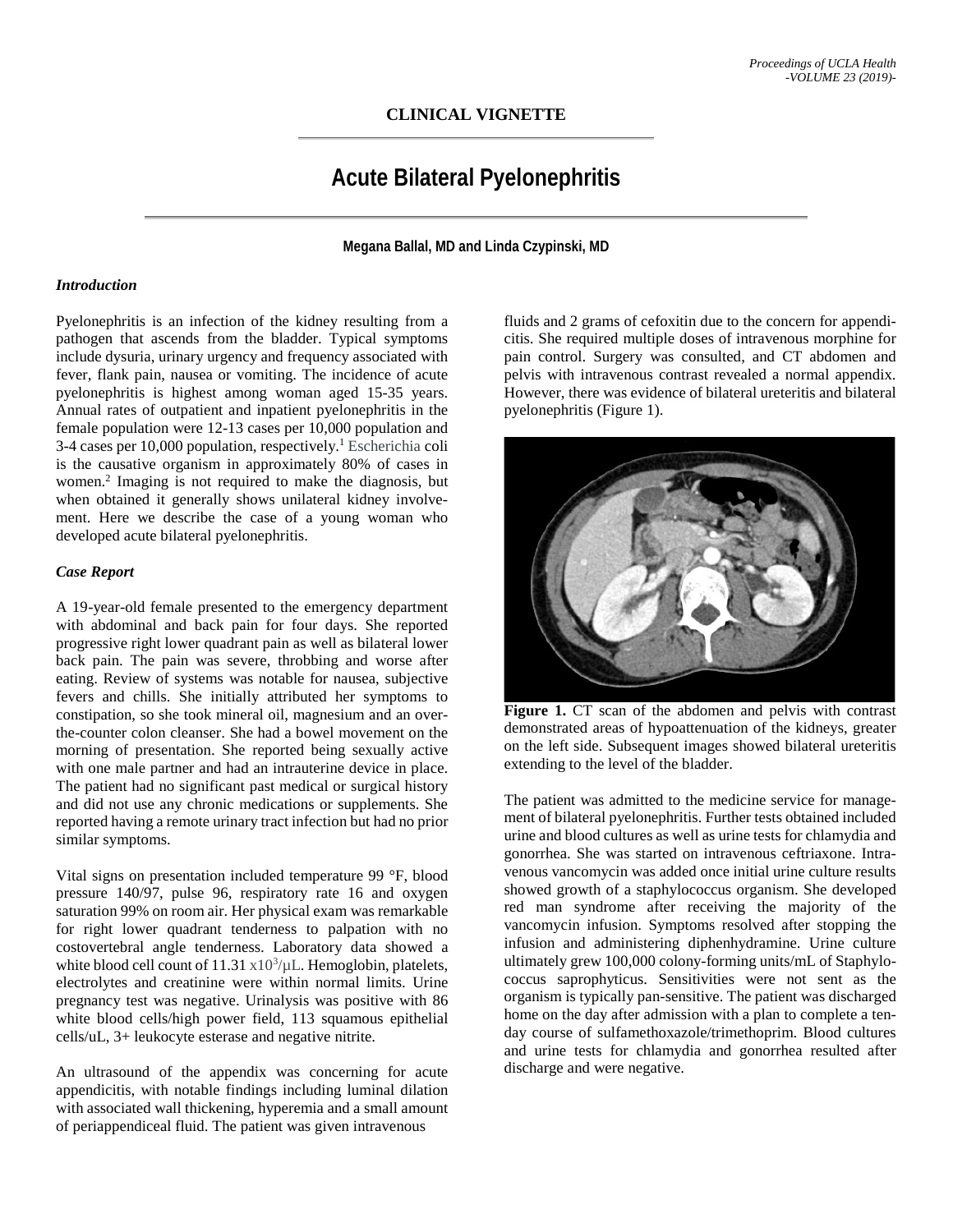## CLINICAL VIGNETTE

# Acute Bilateral Pyelonephritis

**Megana Ballal, MD and Linda Czypinski, MD**

### *Introduction*

Pyelonephritis is an infection of the kidney resulting from a pathogen that ascends from the bladder. Typical symptoms include dysuria, urinary urgency and frequency associated with fever, flank pain, nausea or vomiting. The incidence of acute pyelonephritis is highest among woman aged 15-35 years. Annual rates of outpatient and inpatient pyelonephritis in the female population were 12-13 cases per 10,000 population and 3-4 cases per 10,000 population, respectively.[1] Escherichia coli is the causative organism in approximately 80% of cases in women.[2] Imaging is not required to make the diagnosis, but when obtained it generally shows unilateral kidney involvement. Here we describe the case of a young woman who developed acute bilateral pyelonephritis.

### *Case Report*

A 19-year-old female presented to the emergency department with abdominal and back pain for four days. She reported progressive right lower quadrant pain as well as bilateral lower back pain. The pain was severe, throbbing and worse after eating. Review of systems was notable for nausea, subjective fevers and chills. She initially attributed her symptoms to constipation, so she took mineral oil, magnesium and an over-the-counter colon cleanser. She had a bowel movement on the morning of presentation. She reported being sexually active with one male partner and had an intrauterine device in place. The patient had no significant past medical or surgical history and did not use any chronic medications or supplements. She reported having a remote urinary tract infection but had no prior similar symptoms.

Vital signs on presentation included temperature 99 °F, blood pressure 140/97, pulse 96, respiratory rate 16 and oxygen saturation 99% on room air. Her physical exam was remarkable for right lower quadrant tenderness to palpation with no costovertebral angle tenderness. Laboratory data showed a white blood cell count of 11.31 $x10^3/\mu L$. Hemoglobin, platelets, electrolytes and creatinine were within normal limits. Urine pregnancy test was negative. Urinalysis was positive with 86 white blood cells/high power field, 113 squamous epithelial cells/uL, 3+ leukocyte esterase and negative nitrite.

An ultrasound of the appendix was concerning for acute appendicitis, with notable findings including luminal dilation with associated wall thickening, hyperemia and a small amount of periappendiceal fluid. The patient was given intravenous fluids and 2 grams of cefoxitin due to the concern for appendicitis. She required multiple doses of intravenous morphine for pain control. Surgery was consulted, and CT abdomen and pelvis with intravenous contrast revealed a normal appendix. However, there was evidence of bilateral ureteritis and bilateral pyelonephritis (Figure 1).

**Figure 1.** CT scan of the abdomen and pelvis with contrast demonstrated areas of hypoattenuation of the kidneys, greater on the left side. Subsequent images showed bilateral ureteritis extending to the level of the bladder.

The patient was admitted to the medicine service for management of bilateral pyelonephritis. Further tests obtained included urine and blood cultures as well as urine tests for chlamydia and gonorrhea. She was started on intravenous ceftriaxone. Intravenous vancomycin was added once initial urine culture results showed growth of a staphylococcus organism. She developed red man syndrome after receiving the majority of the vancomycin infusion. Symptoms resolved after stopping the infusion and administering diphenhydramine. Urine culture ultimately grew 100,000 colony-forming units/mL of Staphylococcus saprophyticus. Sensitivities were not sent as the organism is typically pan-sensitive. The patient was discharged home on the day after admission with a plan to complete a ten-day course of sulfamethoxazole/trimethoprim. Blood cultures and urine tests for chlamydia and gonorrhea resulted after discharge and were negative.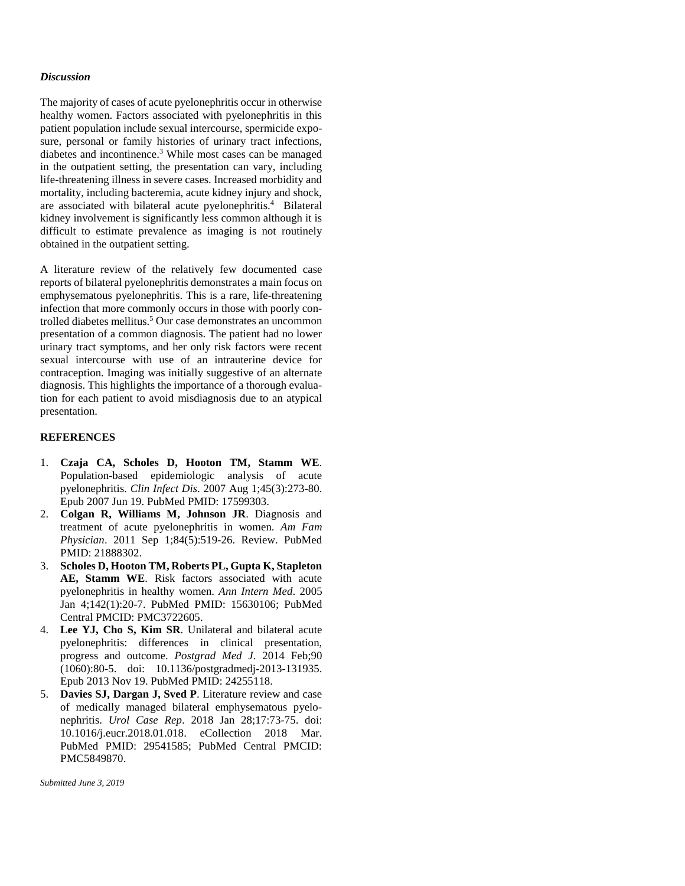### *Discussion*

The majority of cases of acute pyelonephritis occur in otherwise healthy women. Factors associated with pyelonephritis in this patient population include sexual intercourse, spermicide exposure, personal or family histories of urinary tract infections, diabetes and incontinence.[3] While most cases can be managed in the outpatient setting, the presentation can vary, including life-threatening illness in severe cases. Increased morbidity and mortality, including bacteremia, acute kidney injury and shock, are associated with bilateral acute pyelonephritis.[4] Bilateral kidney involvement is significantly less common although it is difficult to estimate prevalence as imaging is not routinely obtained in the outpatient setting.

A literature review of the relatively few documented case reports of bilateral pyelonephritis demonstrates a main focus on emphysematous pyelonephritis. This is a rare, life-threatening infection that more commonly occurs in those with poorly controlled diabetes mellitus.[5] Our case demonstrates an uncommon presentation of a common diagnosis. The patient had no lower urinary tract symptoms, and her only risk factors were recent sexual intercourse with use of an intrauterine device for contraception. Imaging was initially suggestive of an alternate diagnosis. This highlights the importance of a thorough evaluation for each patient to avoid misdiagnosis due to an atypical presentation.

## REFERENCES

1. **Czaja CA, Scholes D, Hooton TM, Stamm WE**. Population-based epidemiologic analysis of acute pyelonephritis. *Clin Infect Dis*. 2007 Aug 1;45(3):273-80. Epub 2007 Jun 19. PubMed PMID: 17599303.
2. **Colgan R, Williams M, Johnson JR**. Diagnosis and treatment of acute pyelonephritis in women. *Am Fam Physician*. 2011 Sep 1;84(5):519-26. Review. PubMed PMID: 21888302.
3. **Scholes D, Hooton TM, Roberts PL, Gupta K, Stapleton AE, Stamm WE**. Risk factors associated with acute pyelonephritis in healthy women. *Ann Intern Med*. 2005 Jan 4;142(1):20-7. PubMed PMID: 15630106; PubMed Central PMCID: PMC3722605.
4. **Lee YJ, Cho S, Kim SR**. Unilateral and bilateral acute pyelonephritis: differences in clinical presentation, progress and outcome. *Postgrad Med J*. 2014 Feb;90 (1060):80-5. doi: 10.1136/postgradmedj-2013-131935. Epub 2013 Nov 19. PubMed PMID: 24255118.
5. **Davies SJ, Dargan J, Sved P**. Literature review and case of medically managed bilateral emphysematous pyelonephritis. *Urol Case Rep*. 2018 Jan 28;17:73-75. doi: 10.1016/j.eucr.2018.01.018. eCollection 2018 Mar. PubMed PMID: 29541585; PubMed Central PMCID: PMC5849870.

*Submitted June 3, 2019*